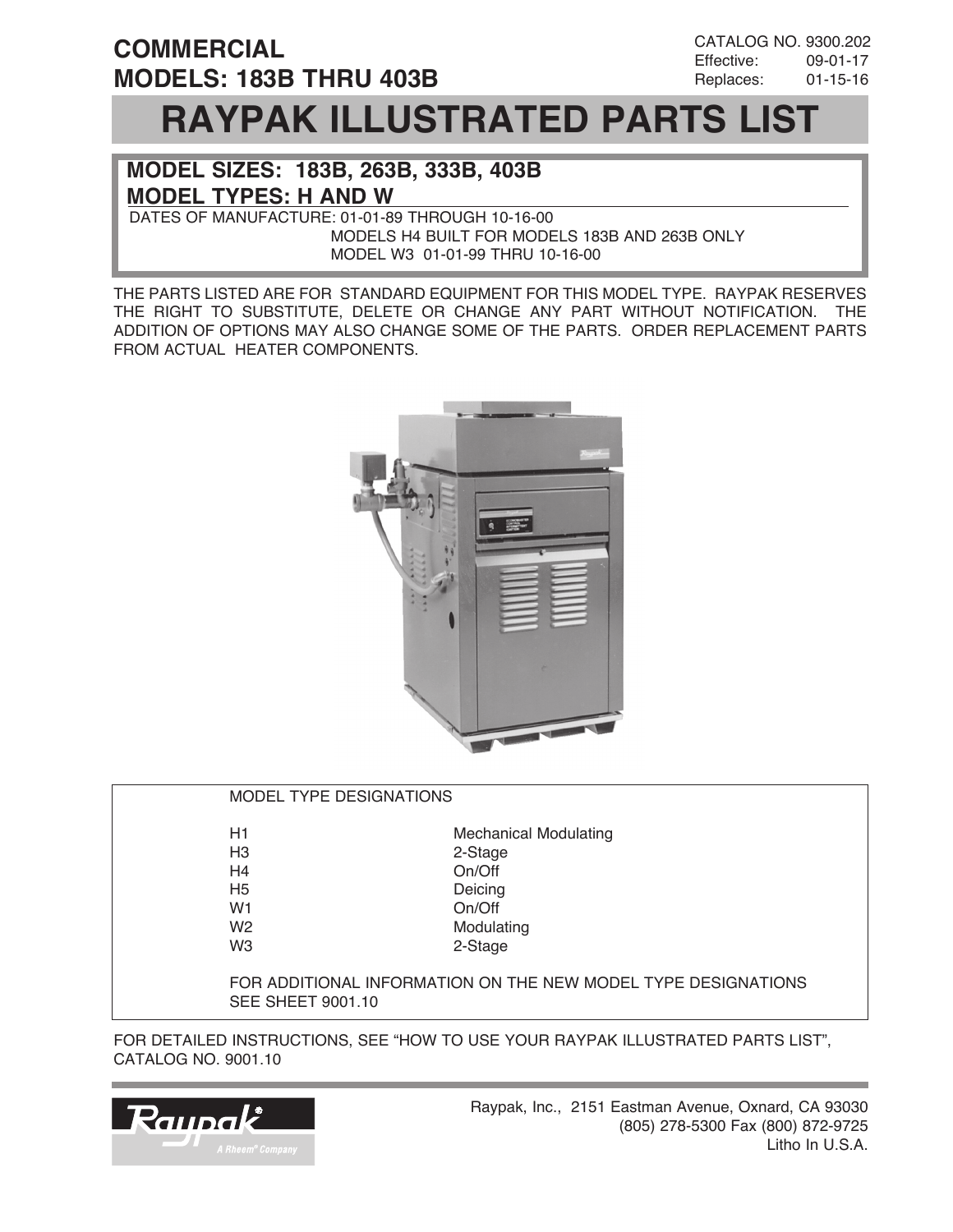**COMMERCIAL**
**MODELS: 183B THRU 403B**

CATALOG NO. 9300.202
Effective: 09-01-17
Replaces: 01-15-16

# RAYPAK ILLUSTRATED PARTS LIST

## MODEL SIZES: 183B, 263B, 333B, 403B
## MODEL TYPES: H AND W

DATES OF MANUFACTURE: 01-01-89 THROUGH 10-16-00
MODELS H4 BUILT FOR MODELS 183B AND 263B ONLY
MODEL W3 01-01-99 THRU 10-16-00

THE PARTS LISTED ARE FOR STANDARD EQUIPMENT FOR THIS MODEL TYPE. RAYPAK RESERVES THE RIGHT TO SUBSTITUTE, DELETE OR CHANGE ANY PART WITHOUT NOTIFICATION. THE ADDITION OF OPTIONS MAY ALSO CHANGE SOME OF THE PARTS. ORDER REPLACEMENT PARTS FROM ACTUAL HEATER COMPONENTS.

MODEL TYPE DESIGNATIONS

| | |
|---|---|
| H1 | Mechanical Modulating |
| H3 | 2-Stage |
| H4 | On/Off |
| H5 | Deicing |
| W1 | On/Off |
| W2 | Modulating |
| W3 | 2-Stage |

FOR ADDITIONAL INFORMATION ON THE NEW MODEL TYPE DESIGNATIONS SEE SHEET 9001.10

FOR DETAILED INSTRUCTIONS, SEE "HOW TO USE YOUR RAYPAK ILLUSTRATED PARTS LIST", CATALOG NO. 9001.10

Raypak® A Rheem® Company

Raypak, Inc., 2151 Eastman Avenue, Oxnard, CA 93030
(805) 278-5300 Fax (800) 872-9725
Litho In U.S.A.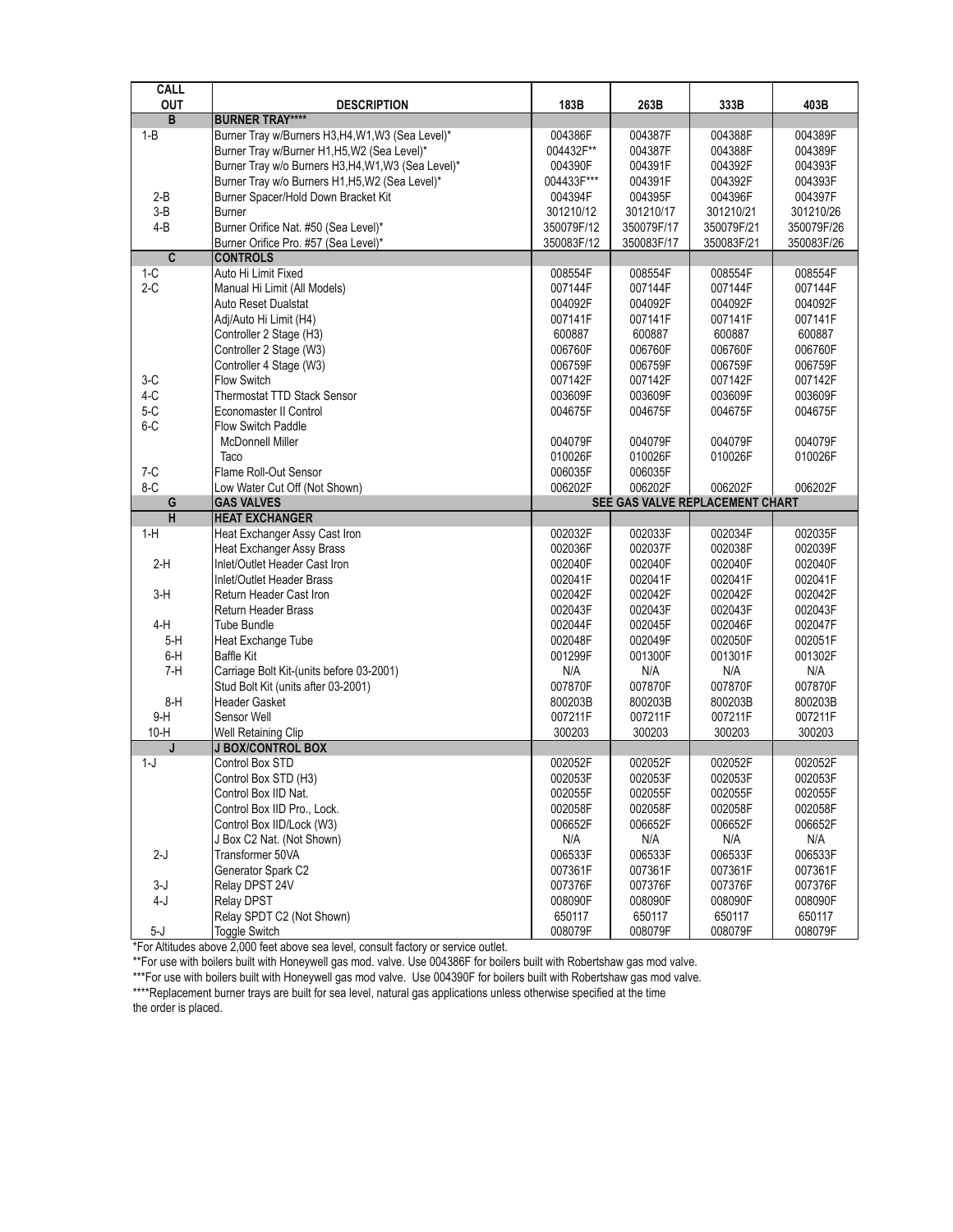| CALL OUT | DESCRIPTION | 183B | 263B | 333B | 403B |
|---|---|---|---|---|---|
| **B** | **BURNER TRAY******** | | | | |
| 1-B | Burner Tray w/Burners H3,H4,W1,W3 (Sea Level)* | 004386F | 004387F | 004388F | 004389F |
| | Burner Tray w/Burner H1,H5,W2 (Sea Level)* | 004432F** | 004387F | 004388F | 004389F |
| | Burner Tray w/o Burners H3,H4,W1,W3 (Sea Level)* | 004390F | 004391F | 004392F | 004393F |
| | Burner Tray w/o Burners H1,H5,W2 (Sea Level)* | 004433F*** | 004391F | 004392F | 004393F |
| 2-B | Burner Spacer/Hold Down Bracket Kit | 004394F | 004395F | 004396F | 004397F |
| 3-B | Burner | 301210/12 | 301210/17 | 301210/21 | 301210/26 |
| 4-B | Burner Orifice Nat. #50 (Sea Level)* | 350079F/12 | 350079F/17 | 350079F/21 | 350079F/26 |
| | Burner Orifice Pro. #57 (Sea Level)* | 350083F/12 | 350083F/17 | 350083F/21 | 350083F/26 |
| **C** | **CONTROLS** | | | | |
| 1-C | Auto Hi Limit Fixed | 008554F | 008554F | 008554F | 008554F |
| 2-C | Manual Hi Limit (All Models) | 007144F | 007144F | 007144F | 007144F |
| | Auto Reset Dualstat | 004092F | 004092F | 004092F | 004092F |
| | Adj/Auto Hi Limit (H4) | 007141F | 007141F | 007141F | 007141F |
| | Controller 2 Stage (H3) | 600887 | 600887 | 600887 | 600887 |
| | Controller 2 Stage (W3) | 006760F | 006760F | 006760F | 006760F |
| | Controller 4 Stage (W3) | 006759F | 006759F | 006759F | 006759F |
| 3-C | Flow Switch | 007142F | 007142F | 007142F | 007142F |
| 4-C | Thermostat TTD Stack Sensor | 003609F | 003609F | 003609F | 003609F |
| 5-C | Economaster II Control | 004675F | 004675F | 004675F | 004675F |
| 6-C | Flow Switch Paddle | | | | |
| | McDonnell Miller | 004079F | 004079F | 004079F | 004079F |
| | Taco | 010026F | 010026F | 010026F | 010026F |
| 7-C | Flame Roll-Out Sensor | 006035F | 006035F | | |
| 8-C | Low Water Cut Off (Not Shown) | 006202F | 006202F | 006202F | 006202F |
| **G** | **GAS VALVES** | **SEE GAS VALVE REPLACEMENT CHART** | | | |
| **H** | **HEAT EXCHANGER** | | | | |
| 1-H | Heat Exchanger Assy Cast Iron | 002032F | 002033F | 002034F | 002035F |
| | Heat Exchanger Assy Brass | 002036F | 002037F | 002038F | 002039F |
| 2-H | Inlet/Outlet Header Cast Iron | 002040F | 002040F | 002040F | 002040F |
| | Inlet/Outlet Header Brass | 002041F | 002041F | 002041F | 002041F |
| 3-H | Return Header Cast Iron | 002042F | 002042F | 002042F | 002042F |
| | Return Header Brass | 002043F | 002043F | 002043F | 002043F |
| 4-H | Tube Bundle | 002044F | 002045F | 002046F | 002047F |
| 5-H | Heat Exchange Tube | 002048F | 002049F | 002050F | 002051F |
| 6-H | Baffle Kit | 001299F | 001300F | 001301F | 001302F |
| 7-H | Carriage Bolt Kit-(units before 03-2001) | N/A | N/A | N/A | N/A |
| | Stud Bolt Kit (units after 03-2001) | 007870F | 007870F | 007870F | 007870F |
| 8-H | Header Gasket | 800203B | 800203B | 800203B | 800203B |
| 9-H | Sensor Well | 007211F | 007211F | 007211F | 007211F |
| 10-H | Well Retaining Clip | 300203 | 300203 | 300203 | 300203 |
| **J** | **J BOX/CONTROL BOX** | | | | |
| 1-J | Control Box STD | 002052F | 002052F | 002052F | 002052F |
| | Control Box STD (H3) | 002053F | 002053F | 002053F | 002053F |
| | Control Box IID Nat. | 002055F | 002055F | 002055F | 002055F |
| | Control Box IID Pro., Lock. | 002058F | 002058F | 002058F | 002058F |
| | Control Box IID/Lock (W3) | 006652F | 006652F | 006652F | 006652F |
| | J Box C2 Nat. (Not Shown) | N/A | N/A | N/A | N/A |
| 2-J | Transformer 50VA | 006533F | 006533F | 006533F | 006533F |
| | Generator Spark C2 | 007361F | 007361F | 007361F | 007361F |
| 3-J | Relay DPST 24V | 007376F | 007376F | 007376F | 007376F |
| 4-J | Relay DPST | 008090F | 008090F | 008090F | 008090F |
| | Relay SPDT C2 (Not Shown) | 650117 | 650117 | 650117 | 650117 |
| 5-J | Toggle Switch | 008079F | 008079F | 008079F | 008079F |

*For Altitudes above 2,000 feet above sea level, consult factory or service outlet.

**For use with boilers built with Honeywell gas mod. valve. Use 004386F for boilers built with Robertshaw gas mod valve.

***For use with boilers built with Honeywell gas mod valve. Use 004390F for boilers built with Robertshaw gas mod valve.

****Replacement burner trays are built for sea level, natural gas applications unless otherwise specified at the time the order is placed.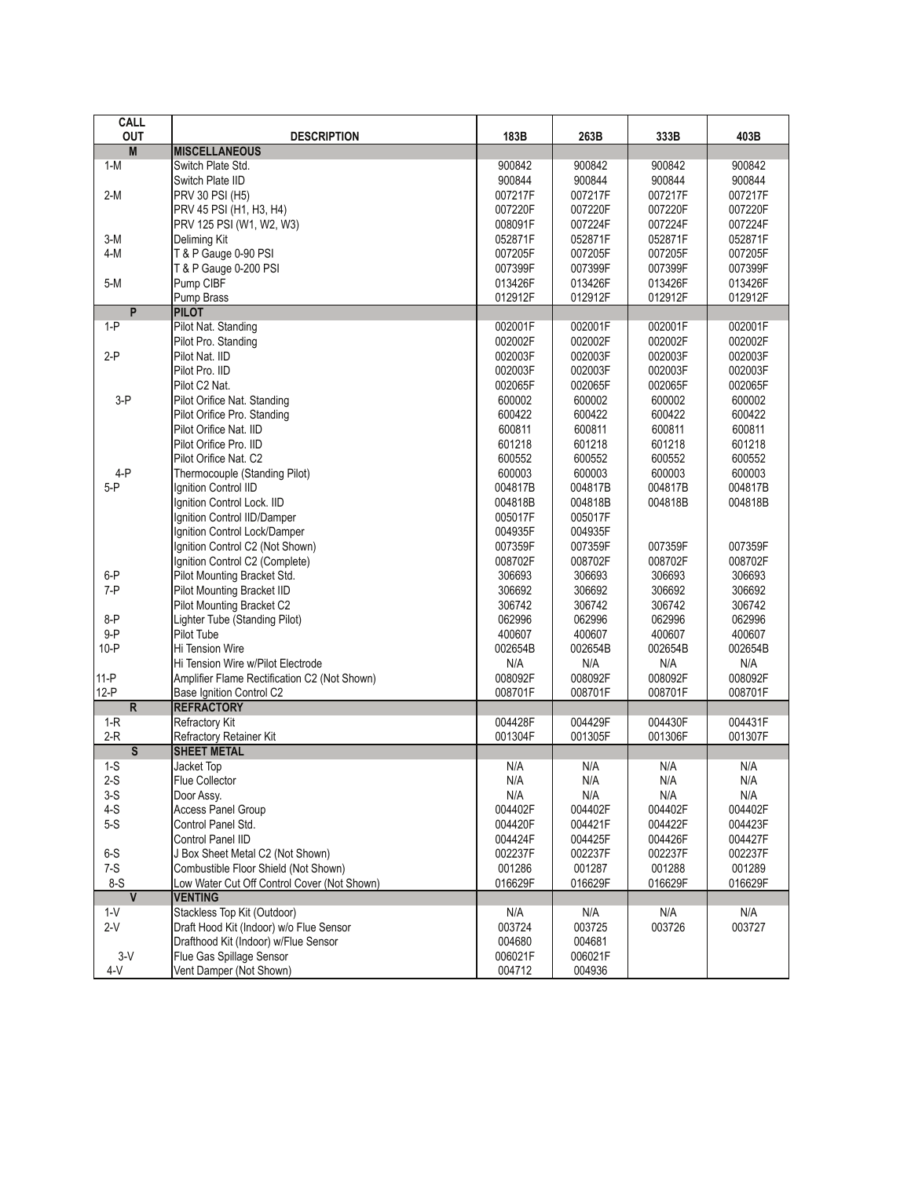| CALL OUT | DESCRIPTION | 183B | 263B | 333B | 403B |
|---|---|---|---|---|---|
| **M** | **MISCELLANEOUS** | | | | |
| 1-M | Switch Plate Std. | 900842 | 900842 | 900842 | 900842 |
| | Switch Plate IID | 900844 | 900844 | 900844 | 900844 |
| 2-M | PRV 30 PSI (H5) | 007217F | 007217F | 007217F | 007217F |
| | PRV 45 PSI (H1, H3, H4) | 007220F | 007220F | 007220F | 007220F |
| | PRV 125 PSI (W1, W2, W3) | 008091F | 007224F | 007224F | 007224F |
| 3-M | Deliming Kit | 052871F | 052871F | 052871F | 052871F |
| 4-M | T & P Gauge 0-90 PSI | 007205F | 007205F | 007205F | 007205F |
| | T & P Gauge 0-200 PSI | 007399F | 007399F | 007399F | 007399F |
| 5-M | Pump CIBF | 013426F | 013426F | 013426F | 013426F |
| | Pump Brass | 012912F | 012912F | 012912F | 012912F |
| **P** | **PILOT** | | | | |
| 1-P | Pilot Nat. Standing | 002001F | 002001F | 002001F | 002001F |
| | Pilot Pro. Standing | 002002F | 002002F | 002002F | 002002F |
| 2-P | Pilot Nat. IID | 002003F | 002003F | 002003F | 002003F |
| | Pilot Pro. IID | 002003F | 002003F | 002003F | 002003F |
| | Pilot C2 Nat. | 002065F | 002065F | 002065F | 002065F |
| 3-P | Pilot Orifice Nat. Standing | 600002 | 600002 | 600002 | 600002 |
| | Pilot Orifice Pro. Standing | 600422 | 600422 | 600422 | 600422 |
| | Pilot Orifice Nat. IID | 600811 | 600811 | 600811 | 600811 |
| | Pilot Orifice Pro. IID | 601218 | 601218 | 601218 | 601218 |
| | Pilot Orifice Nat. C2 | 600552 | 600552 | 600552 | 600552 |
| 4-P | Thermocouple (Standing Pilot) | 600003 | 600003 | 600003 | 600003 |
| 5-P | Ignition Control IID | 004817B | 004817B | 004817B | 004817B |
| | Ignition Control Lock. IID | 004818B | 004818B | 004818B | 004818B |
| | Ignition Control IID/Damper | 005017F | 005017F | | |
| | Ignition Control Lock/Damper | 004935F | 004935F | | |
| | Ignition Control C2 (Not Shown) | 007359F | 007359F | 007359F | 007359F |
| | Ignition Control C2 (Complete) | 008702F | 008702F | 008702F | 008702F |
| 6-P | Pilot Mounting Bracket Std. | 306693 | 306693 | 306693 | 306693 |
| 7-P | Pilot Mounting Bracket IID | 306692 | 306692 | 306692 | 306692 |
| | Pilot Mounting Bracket C2 | 306742 | 306742 | 306742 | 306742 |
| 8-P | Lighter Tube (Standing Pilot) | 062996 | 062996 | 062996 | 062996 |
| 9-P | Pilot Tube | 400607 | 400607 | 400607 | 400607 |
| 10-P | Hi Tension Wire | 002654B | 002654B | 002654B | 002654B |
| | Hi Tension Wire w/Pilot Electrode | N/A | N/A | N/A | N/A |
| 11-P | Amplifier Flame Rectification C2 (Not Shown) | 008092F | 008092F | 008092F | 008092F |
| 12-P | Base Ignition Control C2 | 008701F | 008701F | 008701F | 008701F |
| **R** | **REFRACTORY** | | | | |
| 1-R | Refractory Kit | 004428F | 004429F | 004430F | 004431F |
| 2-R | Refractory Retainer Kit | 001304F | 001305F | 001306F | 001307F |
| **S** | **SHEET METAL** | | | | |
| 1-S | Jacket Top | N/A | N/A | N/A | N/A |
| 2-S | Flue Collector | N/A | N/A | N/A | N/A |
| 3-S | Door Assy. | N/A | N/A | N/A | N/A |
| 4-S | Access Panel Group | 004402F | 004402F | 004402F | 004402F |
| 5-S | Control Panel Std. | 004420F | 004421F | 004422F | 004423F |
| | Control Panel IID | 004424F | 004425F | 004426F | 004427F |
| 6-S | J Box Sheet Metal C2 (Not Shown) | 002237F | 002237F | 002237F | 002237F |
| 7-S | Combustible Floor Shield (Not Shown) | 001286 | 001287 | 001288 | 001289 |
| 8-S | Low Water Cut Off Control Cover (Not Shown) | 016629F | 016629F | 016629F | 016629F |
| **V** | **VENTING** | | | | |
| 1-V | Stackless Top Kit (Outdoor) | N/A | N/A | N/A | N/A |
| 2-V | Draft Hood Kit (Indoor) w/o Flue Sensor | 003724 | 003725 | 003726 | 003727 |
| | Drafthood Kit (Indoor) w/Flue Sensor | 004680 | 004681 | | |
| 3-V | Flue Gas Spillage Sensor | 006021F | 006021F | | |
| 4-V | Vent Damper (Not Shown) | 004712 | 004936 | | |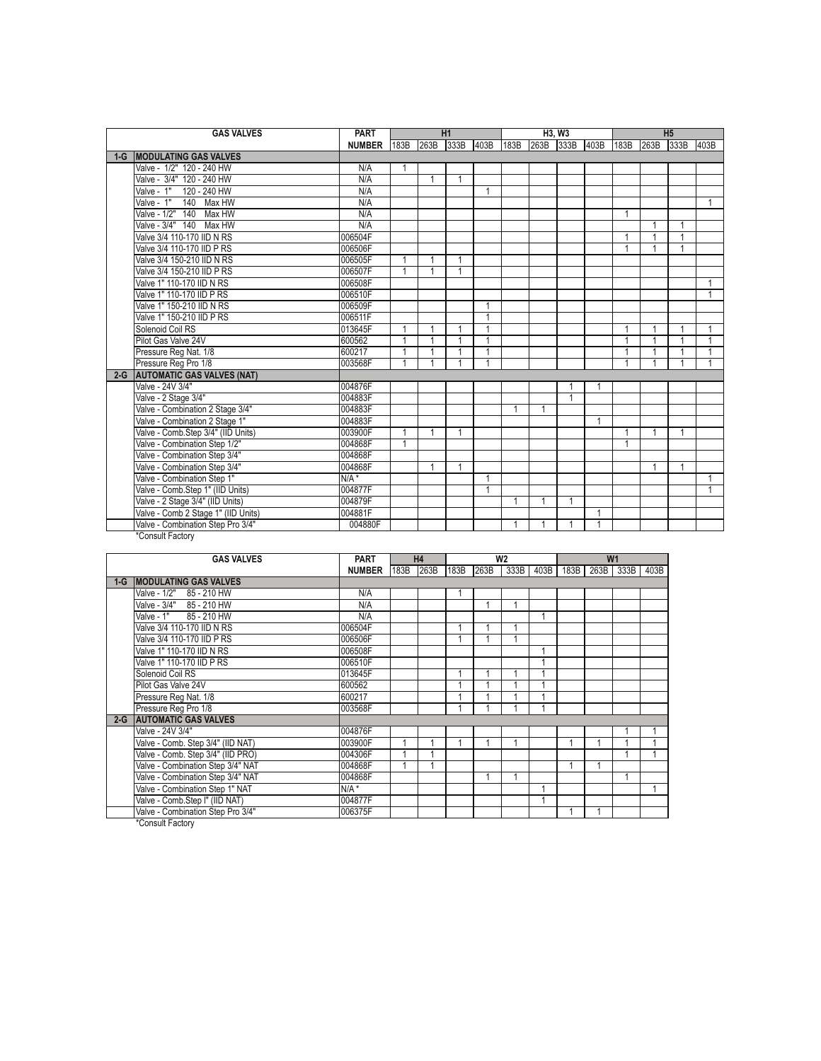| | GAS VALVES | PART | H1 | | | | H3, W3 | | | | H5 | | | |
|---|---|---|---|---|---|---|---|---|---|---|---|---|---|---|
| | | NUMBER | 183B | 263B | 333B | 403B | 183B | 263B | 333B | 403B | 183B | 263B | 333B | 403B |
| 1-G | MODULATING GAS VALVES | | | | | | | | | | | | | |
| | Valve - 1/2" 120 - 240 HW | N/A | 1 | | | | | | | | | | | |
| | Valve - 3/4" 120 - 240 HW | N/A | | 1 | 1 | | | | | | | | | |
| | Valve - 1" 120 - 240 HW | N/A | | | | 1 | | | | | | | | |
| | Valve - 1" 140 Max HW | N/A | | | | | | | | | | | | 1 |
| | Valve - 1/2" 140 Max HW | N/A | | | | | | | | | 1 | | | |
| | Valve - 3/4" 140 Max HW | N/A | | | | | | | | | | 1 | 1 | |
| | Valve 3/4 110-170 IID N RS | 006504F | | | | | | | | | 1 | 1 | 1 | |
| | Valve 3/4 110-170 IID P RS | 006506F | | | | | | | | | 1 | 1 | 1 | |
| | Valve 3/4 150-210 IID N RS | 006505F | 1 | 1 | 1 | | | | | | | | | |
| | Valve 3/4 150-210 IID P RS | 006507F | 1 | 1 | 1 | | | | | | | | | |
| | Valve 1" 110-170 IID N RS | 006508F | | | | | | | | | | | | 1 |
| | Valve 1" 110-170 IID P RS | 006510F | | | | | | | | | | | | 1 |
| | Valve 1" 150-210 IID N RS | 006509F | | | | 1 | | | | | | | | |
| | Valve 1" 150-210 IID P RS | 006511F | | | | 1 | | | | | | | | |
| | Solenoid Coil RS | 013645F | 1 | 1 | 1 | 1 | | | | | 1 | 1 | 1 | 1 |
| | Pilot Gas Valve 24V | 600562 | 1 | 1 | 1 | 1 | | | | | 1 | 1 | 1 | 1 |
| | Pressure Reg Nat. 1/8 | 600217 | 1 | 1 | 1 | 1 | | | | | 1 | 1 | 1 | 1 |
| | Pressure Reg Pro 1/8 | 003568F | 1 | 1 | 1 | 1 | | | | | 1 | 1 | 1 | 1 |
| 2-G | AUTOMATIC GAS VALVES (NAT) | | | | | | | | | | | | | |
| | Valve - 24V 3/4" | 004876F | | | | | | | 1 | 1 | | | | |
| | Valve - 2 Stage 3/4" | 004883F | | | | | | | 1 | | | | | |
| | Valve - Combination 2 Stage 3/4" | 004883F | | | | | 1 | 1 | | | | | | |
| | Valve - Combination 2 Stage 1" | 004883F | | | | | | | | 1 | | | | |
| | Valve - Comb.Step 3/4" (IID Units) | 003900F | 1 | 1 | 1 | | | | | | 1 | 1 | 1 | |
| | Valve - Combination Step 1/2" | 004868F | 1 | | | | | | | | 1 | | | |
| | Valve - Combination Step 3/4" | 004868F | | | | | | | | | | | | |
| | Valve - Combination Step 3/4" | 004868F | | 1 | 1 | | | | | | | 1 | 1 | |
| | Valve - Combination Step 1" | N/A * | | | | 1 | | | | | | | | 1 |
| | Valve - Comb.Step 1" (IID Units) | 004877F | | | | 1 | | | | | | | | 1 |
| | Valve - 2 Stage 3/4" (IID Units) | 004879F | | | | | 1 | 1 | 1 | | | | | |
| | Valve - Comb 2 Stage 1" (IID Units) | 004881F | | | | | | | | 1 | | | | |
| | Valve - Combination Step Pro 3/4" | 004880F | | | | | 1 | 1 | 1 | 1 | | | | |

*Consult Factory

| | GAS VALVES | PART | H4 | | W2 | | | | W1 | | | |
|---|---|---|---|---|---|---|---|---|---|---|---|---|
| | | NUMBER | 183B | 263B | 183B | 263B | 333B | 403B | 183B | 263B | 333B | 403B |
| 1-G | MODULATING GAS VALVES | | | | | | | | | | | |
| | Valve - 1/2" 85 - 210 HW | N/A | | | 1 | | | | | | | |
| | Valve - 3/4" 85 - 210 HW | N/A | | | | 1 | 1 | | | | | |
| | Valve - 1" 85 - 210 HW | N/A | | | | | | 1 | | | | |
| | Valve 3/4 110-170 IID N RS | 006504F | | | 1 | 1 | 1 | | | | | |
| | Valve 3/4 110-170 IID P RS | 006506F | | | 1 | 1 | 1 | | | | | |
| | Valve 1" 110-170 IID N RS | 006508F | | | | | | 1 | | | | |
| | Valve 1" 110-170 IID P RS | 006510F | | | | | | 1 | | | | |
| | Solenoid Coil RS | 013645F | | | 1 | 1 | 1 | 1 | | | | |
| | Pilot Gas Valve 24V | 600562 | | | 1 | 1 | 1 | 1 | | | | |
| | Pressure Reg Nat. 1/8 | 600217 | | | 1 | 1 | 1 | 1 | | | | |
| | Pressure Reg Pro 1/8 | 003568F | | | 1 | 1 | 1 | 1 | | | | |
| 2-G | AUTOMATIC GAS VALVES | | | | | | | | | | | |
| | Valve - 24V 3/4" | 004876F | | | | | | | | | 1 | 1 |
| | Valve - Comb. Step 3/4" (IID NAT) | 003900F | 1 | 1 | 1 | 1 | 1 | | 1 | 1 | 1 | 1 |
| | Valve - Comb. Step 3/4" (IID PRO) | 004306F | 1 | 1 | | | | | | | 1 | 1 |
| | Valve - Combination Step 3/4" NAT | 004868F | 1 | 1 | | | | | 1 | 1 | | |
| | Valve - Combination Step 3/4" NAT | 004868F | | | | 1 | 1 | | | | 1 | |
| | Valve - Combination Step 1" NAT | N/A * | | | | | | 1 | | | | 1 |
| | Valve - Comb.Step I" (IID NAT) | 004877F | | | | | | 1 | | | | |
| | Valve - Combination Step Pro 3/4" | 006375F | | | | | | | 1 | 1 | | |

*Consult Factory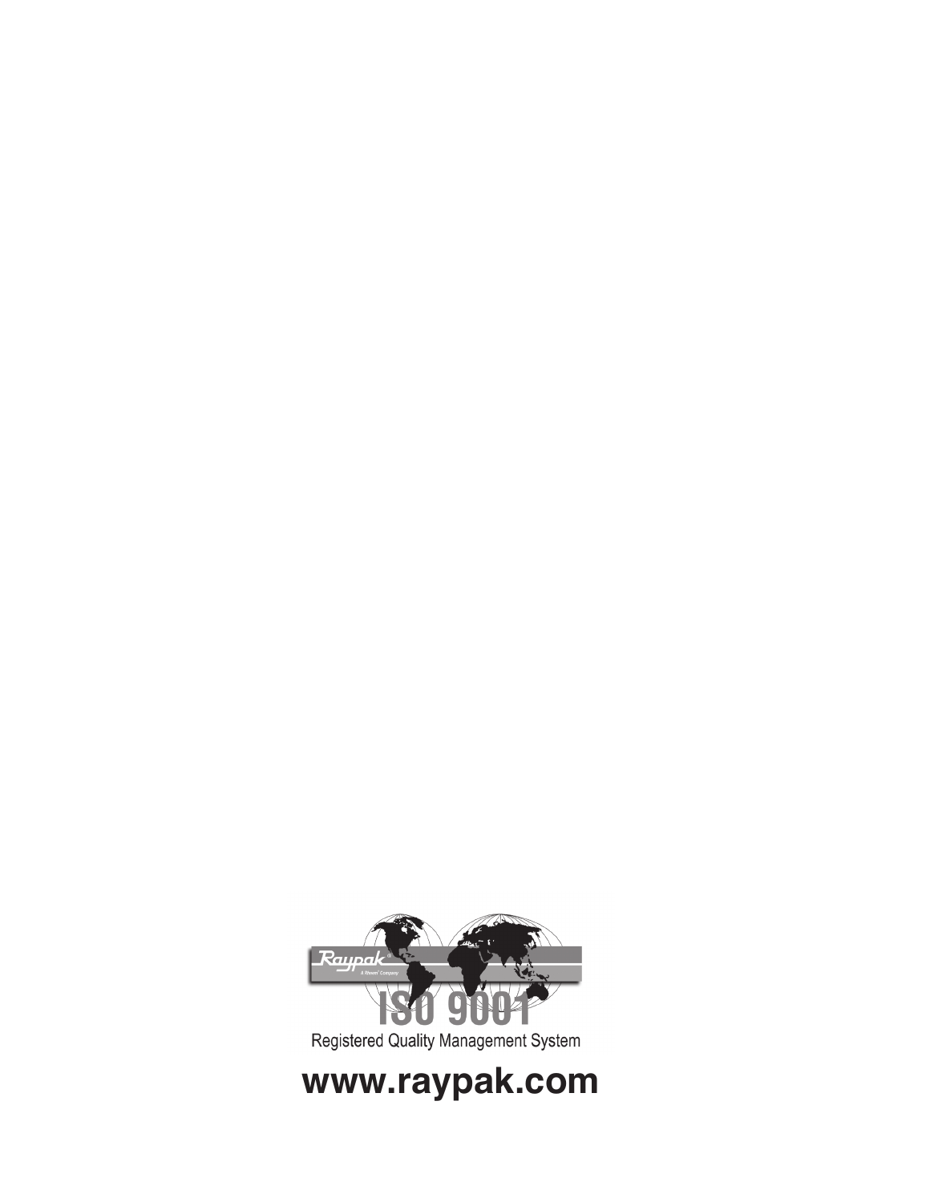Registered Quality Management System

**www.raypak.com**